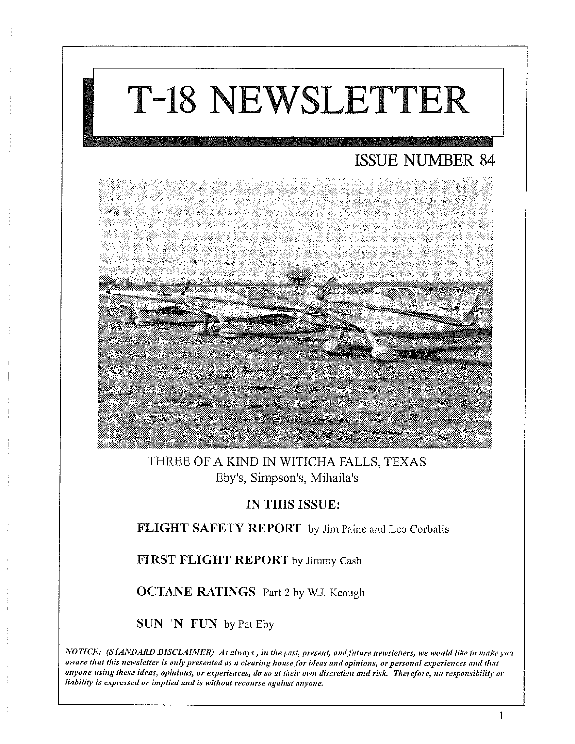# T-18 NEWSLETTER

## ISSUE NUMBER 84

THREE OF A KIND IN WITICHA FALLS, TEXAS
Eby's, Simpson's, Mihaila's

### IN THIS ISSUE:

**FLIGHT SAFETY REPORT** by Jim Paine and Leo Corbalis

**FIRST FLIGHT REPORT** by Jimmy Cash

**OCTANE RATINGS** Part 2 by W.J. Keough

**SUN 'N FUN** by Pat Eby

*NOTICE: (STANDARD DISCLAIMER) As always, in the past, present, and future newsletters, we would like to make you aware that this newsletter is only presented as a clearing house for ideas and opinions, or personal experiences and that anyone using these ideas, opinions, or experiences, do so at their own discretion and risk. Therefore, no responsibility or liability is expressed or implied and is without recourse against anyone.*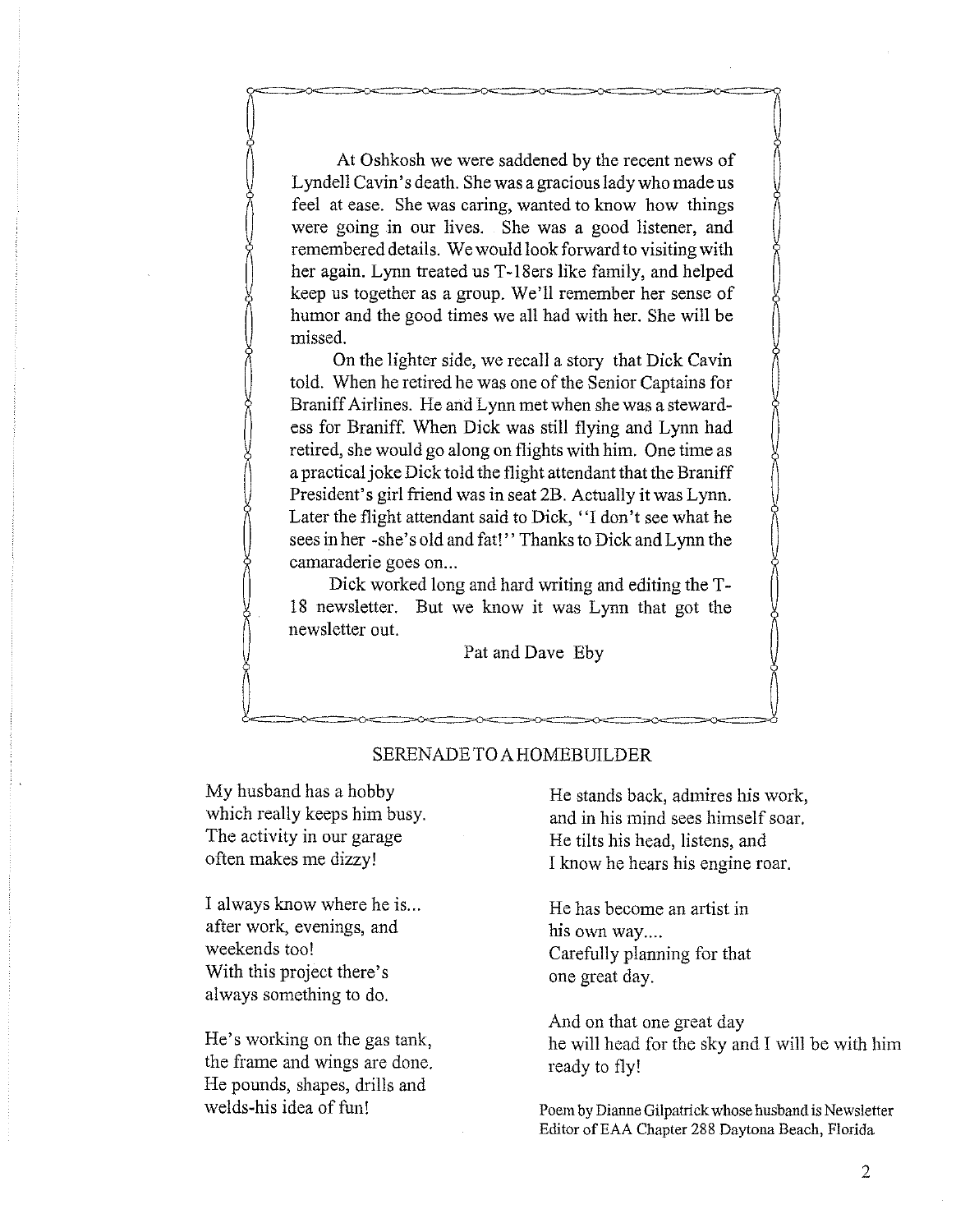At Oshkosh we were saddened by the recent news of Lyndell Cavin's death. She was a gracious lady who made us feel at ease. She was caring, wanted to know how things were going in our lives. She was a good listener, and remembered details. We would look forward to visiting with her again. Lynn treated us T-18ers like family, and helped keep us together as a group. We'll remember her sense of humor and the good times we all had with her. She will be missed.

On the lighter side, we recall a story that Dick Cavin told. When he retired he was one of the Senior Captains for Braniff Airlines. He and Lynn met when she was a stewardess for Braniff. When Dick was still flying and Lynn had retired, she would go along on flights with him. One time as a practical joke Dick told the flight attendant that the Braniff President's girl friend was in seat 2B. Actually it was Lynn. Later the flight attendant said to Dick, "I don't see what he sees in her -she's old and fat!" Thanks to Dick and Lynn the camaraderie goes on...

Dick worked long and hard writing and editing the T-18 newsletter. But we know it was Lynn that got the newsletter out.

Pat and Dave Eby

## SERENADE TO A HOMEBUILDER

My husband has a hobby
which really keeps him busy.
The activity in our garage
often makes me dizzy!

I always know where he is...
after work, evenings, and
weekends too!
With this project there's
always something to do.

He's working on the gas tank,
the frame and wings are done.
He pounds, shapes, drills and
welds-his idea of fun!

He stands back, admires his work,
and in his mind sees himself soar.
He tilts his head, listens, and
I know he hears his engine roar.

He has become an artist in
his own way....
Carefully planning for that
one great day.

And on that one great day
he will head for the sky and I will be with him
ready to fly!

Poem by Dianne Gilpatrick whose husband is Newsletter Editor of EAA Chapter 288 Daytona Beach, Florida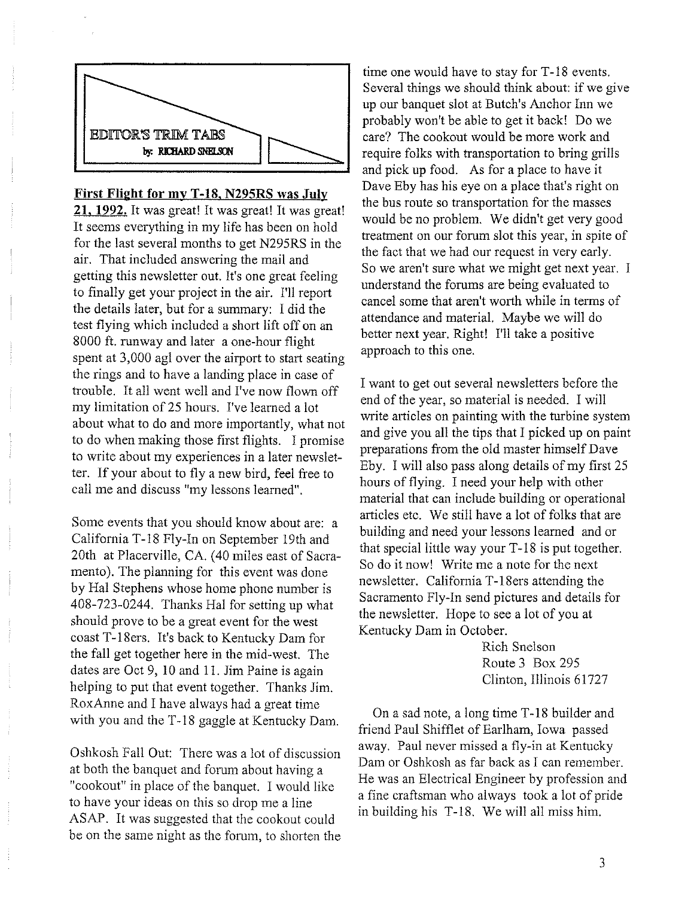## EDITOR'S TRIM TABS

by: RICHARD SNELSON

**First Flight for my T-18, N295RS was July 21, 1992.** It was great! It was great! It was great! It seems everything in my life has been on hold for the last several months to get N295RS in the air. That included answering the mail and getting this newsletter out. It's one great feeling to finally get your project in the air. I'll report the details later, but for a summary: I did the test flying which included a short lift off on an 8000 ft. runway and later a one-hour flight spent at 3,000 agl over the airport to start seating the rings and to have a landing place in case of trouble. It all went well and I've now flown off my limitation of 25 hours. I've learned a lot about what to do and more importantly, what not to do when making those first flights. I promise to write about my experiences in a later newsletter. If your about to fly a new bird, feel free to call me and discuss "my lessons learned".

Some events that you should know about are: a California T-18 Fly-In on September 19th and 20th at Placerville, CA. (40 miles east of Sacramento). The planning for this event was done by Hal Stephens whose home phone number is 408-723-0244. Thanks Hal for setting up what should prove to be a great event for the west coast T-18ers. It's back to Kentucky Dam for the fall get together here in the mid-west. The dates are Oct 9, 10 and 11. Jim Paine is again helping to put that event together. Thanks Jim. RoxAnne and I have always had a great time with you and the T-18 gaggle at Kentucky Dam.

Oshkosh Fall Out: There was a lot of discussion at both the banquet and forum about having a "cookout" in place of the banquet. I would like to have your ideas on this so drop me a line ASAP. It was suggested that the cookout could be on the same night as the forum, to shorten the time one would have to stay for T-18 events. Several things we should think about: if we give up our banquet slot at Butch's Anchor Inn we probably won't be able to get it back! Do we care? The cookout would be more work and require folks with transportation to bring grills and pick up food. As for a place to have it Dave Eby has his eye on a place that's right on the bus route so transportation for the masses would be no problem. We didn't get very good treatment on our forum slot this year, in spite of the fact that we had our request in very early. So we aren't sure what we might get next year. I understand the forums are being evaluated to cancel some that aren't worth while in terms of attendance and material. Maybe we will do better next year. Right! I'll take a positive approach to this one.

I want to get out several newsletters before the end of the year, so material is needed. I will write articles on painting with the turbine system and give you all the tips that I picked up on paint preparations from the old master himself Dave Eby. I will also pass along details of my first 25 hours of flying. I need your help with other material that can include building or operational articles etc. We still have a lot of folks that are building and need your lessons learned and or that special little way your T-18 is put together. So do it now! Write me a note for the next newsletter. California T-18ers attending the Sacramento Fly-In send pictures and details for the newsletter. Hope to see a lot of you at Kentucky Dam in October.

Rich Snelson
Route 3 Box 295
Clinton, Illinois 61727

On a sad note, a long time T-18 builder and friend Paul Shifflet of Earlham, Iowa passed away. Paul never missed a fly-in at Kentucky Dam or Oshkosh as far back as I can remember. He was an Electrical Engineer by profession and a fine craftsman who always took a lot of pride in building his T-18. We will all miss him.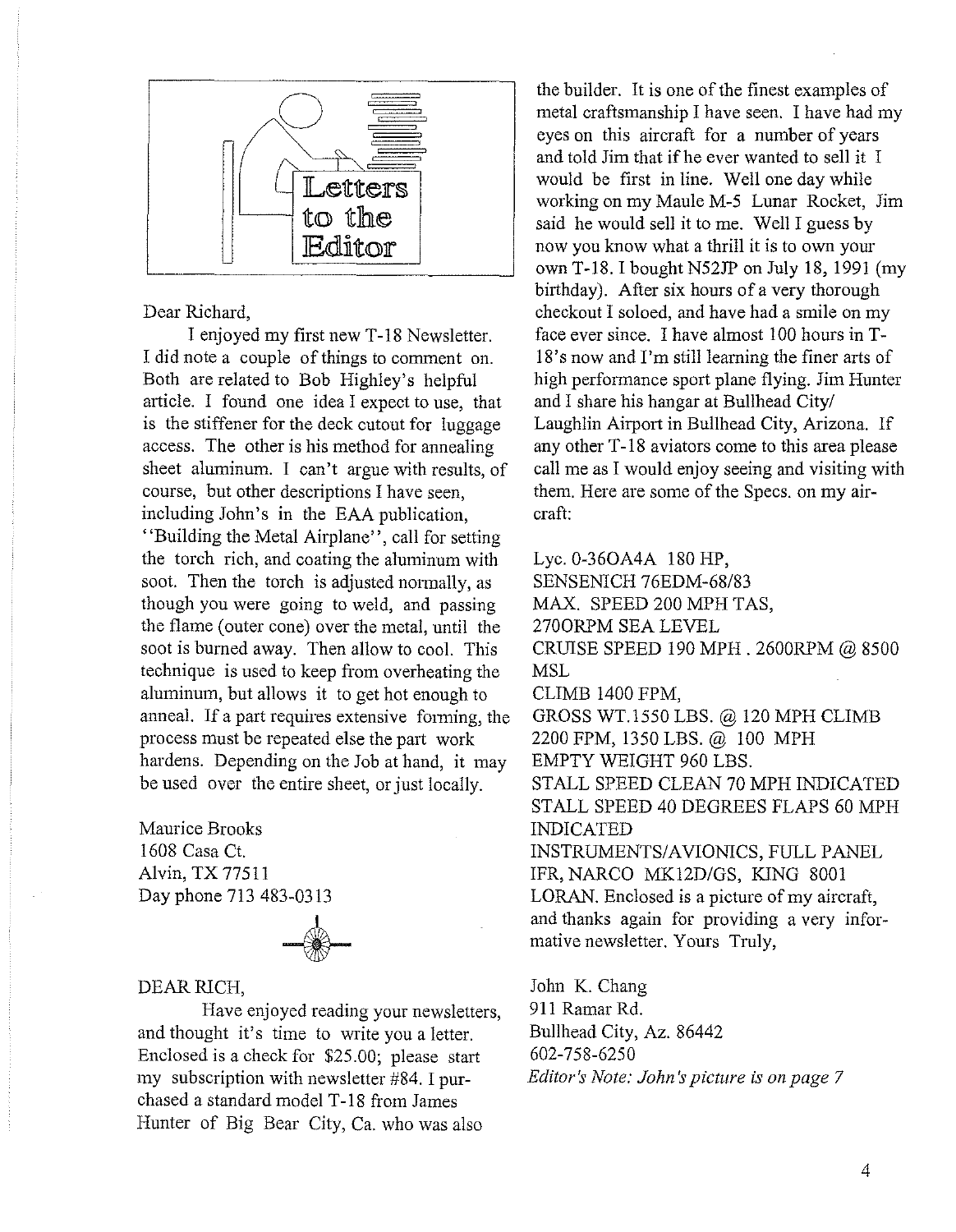# Letters to the Editor

Dear Richard,

I enjoyed my first new T-18 Newsletter. I did note a couple of things to comment on. Both are related to Bob Highley's helpful article. I found one idea I expect to use, that is the stiffener for the deck cutout for luggage access. The other is his method for annealing sheet aluminum. I can't argue with results, of course, but other descriptions I have seen, including John's in the EAA publication, ''Building the Metal Airplane'', call for setting the torch rich, and coating the aluminum with soot. Then the torch is adjusted normally, as though you were going to weld, and passing the flame (outer cone) over the metal, until the soot is burned away. Then allow to cool. This technique is used to keep from overheating the aluminum, but allows it to get hot enough to anneal. If a part requires extensive forming, the process must be repeated else the part work hardens. Depending on the Job at hand, it may be used over the entire sheet, or just locally.

Maurice Brooks
1608 Casa Ct.
Alvin, TX 77511
Day phone 713 483-0313

DEAR RICH,

Have enjoyed reading your newsletters, and thought it's time to write you a letter. Enclosed is a check for $25.00; please start my subscription with newsletter #84. I purchased a standard model T-18 from James Hunter of Big Bear City, Ca. who was also the builder. It is one of the finest examples of metal craftsmanship I have seen. I have had my eyes on this aircraft for a number of years and told Jim that if he ever wanted to sell it I would be first in line. Well one day while working on my Maule M-5 Lunar Rocket, Jim said he would sell it to me. Well I guess by now you know what a thrill it is to own your own T-18. I bought N52JP on July 18, 1991 (my birthday). After six hours of a very thorough checkout I soloed, and have had a smile on my face ever since. I have almost 100 hours in T-18's now and I'm still learning the finer arts of high performance sport plane flying. Jim Hunter and I share his hangar at Bullhead City/ Laughlin Airport in Bullhead City, Arizona. If any other T-18 aviators come to this area please call me as I would enjoy seeing and visiting with them. Here are some of the Specs. on my aircraft:

Lyc. 0-360A4A 180 HP,
SENSENICH 76EDM-68/83
MAX. SPEED 200 MPH TAS,
2700RPM SEA LEVEL
CRUISE SPEED 190 MPH . 2600RPM @ 8500 MSL
CLIMB 1400 FPM,
GROSS WT.1550 LBS. @ 120 MPH CLIMB
2200 FPM, 1350 LBS. @ 100 MPH
EMPTY WEIGHT 960 LBS.
STALL SPEED CLEAN 70 MPH INDICATED
STALL SPEED 40 DEGREES FLAPS 60 MPH INDICATED
INSTRUMENTS/AVIONICS, FULL PANEL IFR, NARCO MK12D/GS, KING 8001 LORAN. Enclosed is a picture of my aircraft, and thanks again for providing a very informative newsletter. Yours Truly,

John K. Chang
911 Ramar Rd.
Bullhead City, Az. 86442
602-758-6250

*Editor's Note: John's picture is on page 7*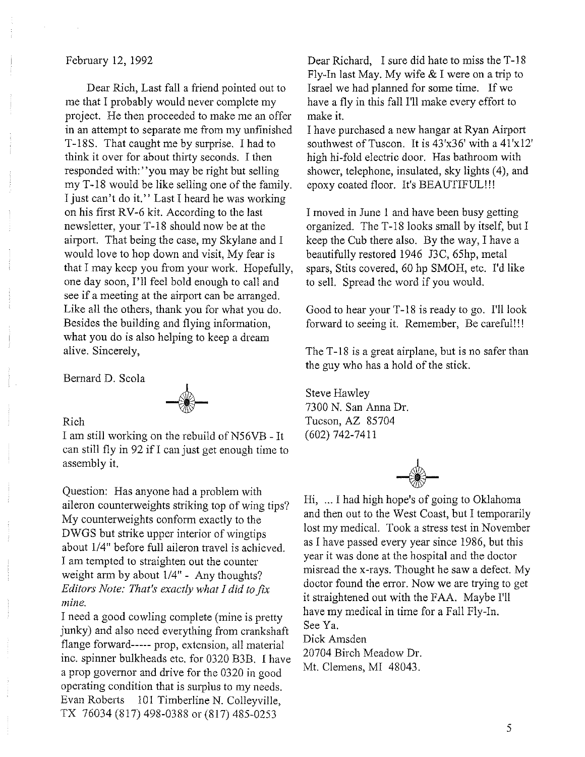February 12, 1992

Dear Rich, Last fall a friend pointed out to me that I probably would never complete my project. He then proceeded to make me an offer in an attempt to separate me from my unfinished T-18S. That caught me by surprise. I had to think it over for about thirty seconds. I then responded with:''you may be right but selling my T-18 would be like selling one of the family. I just can't do it.'' Last I heard he was working on his first RV-6 kit. According to the last newsletter, your T-18 should now be at the airport. That being the case, my Skylane and I would love to hop down and visit, My fear is that I may keep you from your work. Hopefully, one day soon, I'll feel bold enough to call and see if a meeting at the airport can be arranged. Like all the others, thank you for what you do. Besides the building and flying information, what you do is also helping to keep a dream alive. Sincerely,

Bernard D. Scola

Rich

I am still working on the rebuild of N56VB - It can still fly in 92 if I can just get enough time to assembly it.

Question: Has anyone had a problem with aileron counterweights striking top of wing tips? My counterweights conform exactly to the DWGS but strike upper interior of wingtips about 1/4" before full aileron travel is achieved. I am tempted to straighten out the counter weight arm by about 1/4" - Any thoughts?
*Editors Note: That's exactly what I did to fix mine.*

I need a good cowling complete (mine is pretty junky) and also need everything from crankshaft flange forward----- prop, extension, all material inc. spinner bulkheads etc. for 0320 B3B. I have a prop governor and drive for the 0320 in good operating condition that is surplus to my needs.
Evan Roberts 101 Timberline N. Colleyville, TX 76034 (817) 498-0388 or (817) 485-0253

Dear Richard, I sure did hate to miss the T-18 Fly-In last May. My wife & I were on a trip to Israel we had planned for some time. If we have a fly in this fall I'll make every effort to make it.

I have purchased a new hangar at Ryan Airport southwest of Tuscon. It is 43'x36' with a 41'x12' high hi-fold electric door. Has bathroom with shower, telephone, insulated, sky lights (4), and epoxy coated floor. It's BEAUTIFUL!!!

I moved in June 1 and have been busy getting organized. The T-18 looks small by itself, but I keep the Cub there also. By the way, I have a beautifully restored 1946 J3C, 65hp, metal spars, Stits covered, 60 hp SMOH, etc. I'd like to sell. Spread the word if you would.

Good to hear your T-18 is ready to go. I'll look forward to seeing it. Remember, Be careful!!!

The T-18 is a great airplane, but is no safer than the guy who has a hold of the stick.

Steve Hawley
7300 N. San Anna Dr.
Tucson, AZ 85704
(602) 742-7411

Hi, ... I had high hope's of going to Oklahoma and then out to the West Coast, but I temporarily lost my medical. Took a stress test in November as I have passed every year since 1986, but this year it was done at the hospital and the doctor misread the x-rays. Thought he saw a defect. My doctor found the error. Now we are trying to get it straightened out with the FAA. Maybe I'll have my medical in time for a Fall Fly-In.
See Ya.
Dick Amsden
20704 Birch Meadow Dr.
Mt. Clemens, MI 48043.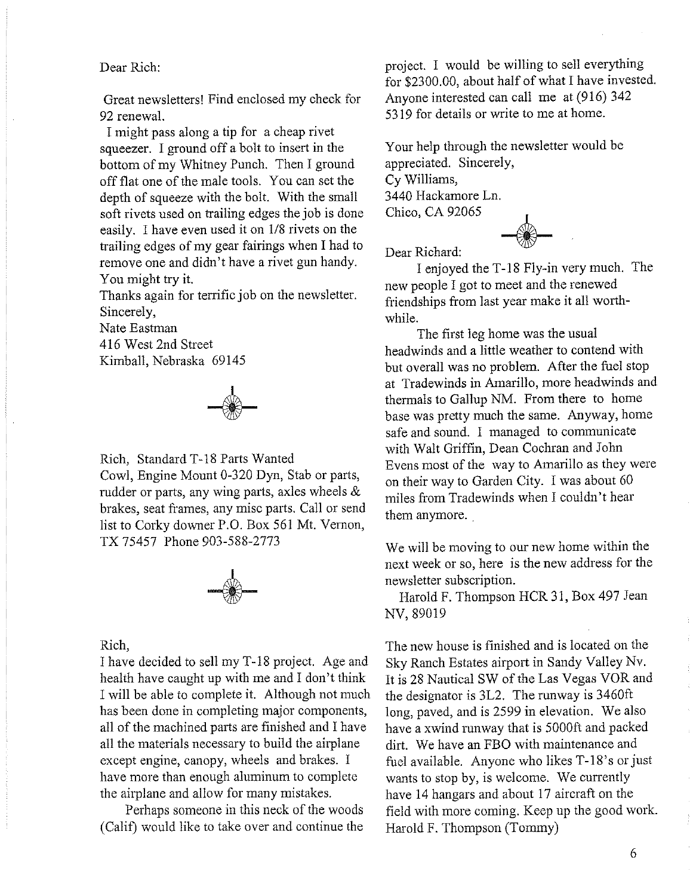Dear Rich:

Great newsletters! Find enclosed my check for 92 renewal.

I might pass along a tip for a cheap rivet squeezer. I ground off a bolt to insert in the bottom of my Whitney Punch. Then I ground off flat one of the male tools. You can set the depth of squeeze with the bolt. With the small soft rivets used on trailing edges the job is done easily. I have even used it on 1/8 rivets on the trailing edges of my gear fairings when I had to remove one and didn't have a rivet gun handy. You might try it.

Thanks again for terrific job on the newsletter.
Sincerely,
Nate Eastman
416 West 2nd Street
Kimball, Nebraska 69145

Rich, Standard T-18 Parts Wanted
Cowl, Engine Mount 0-320 Dyn, Stab or parts, rudder or parts, any wing parts, axles wheels & brakes, seat frames, any misc parts. Call or send list to Corky downer P.O. Box 561 Mt. Vernon, TX 75457 Phone 903-588-2773

Rich,
I have decided to sell my T-18 project. Age and health have caught up with me and I don't think I will be able to complete it. Although not much has been done in completing major components, all of the machined parts are finished and I have all the materials necessary to build the airplane except engine, canopy, wheels and brakes. I have more than enough aluminum to complete the airplane and allow for many mistakes.

Perhaps someone in this neck of the woods (Calif) would like to take over and continue the project. I would be willing to sell everything for $2300.00, about half of what I have invested. Anyone interested can call me at (916) 342 5319 for details or write to me at home.

Your help through the newsletter would be appreciated. Sincerely,
Cy Williams,
3440 Hackamore Ln.
Chico, CA 92065

Dear Richard:

I enjoyed the T-18 Fly-in very much. The new people I got to meet and the renewed friendships from last year make it all worthwhile.

The first leg home was the usual headwinds and a little weather to contend with but overall was no problem. After the fuel stop at Tradewinds in Amarillo, more headwinds and thermals to Gallup NM. From there to home base was pretty much the same. Anyway, home safe and sound. I managed to communicate with Walt Griffin, Dean Cochran and John Evens most of the way to Amarillo as they were on their way to Garden City. I was about 60 miles from Tradewinds when I couldn't hear them anymore.

We will be moving to our new home within the next week or so, here is the new address for the newsletter subscription.

Harold F. Thompson HCR 31, Box 497 Jean NV, 89019

The new house is finished and is located on the Sky Ranch Estates airport in Sandy Valley Nv. It is 28 Nautical SW of the Las Vegas VOR and the designator is 3L2. The runway is 3460ft long, paved, and is 2599 in elevation. We also have a xwind runway that is 5000ft and packed dirt. We have an FBO with maintenance and fuel available. Anyone who likes T-18's or just wants to stop by, is welcome. We currently have 14 hangars and about 17 aircraft on the field with more coming. Keep up the good work.
Harold F. Thompson (Tommy)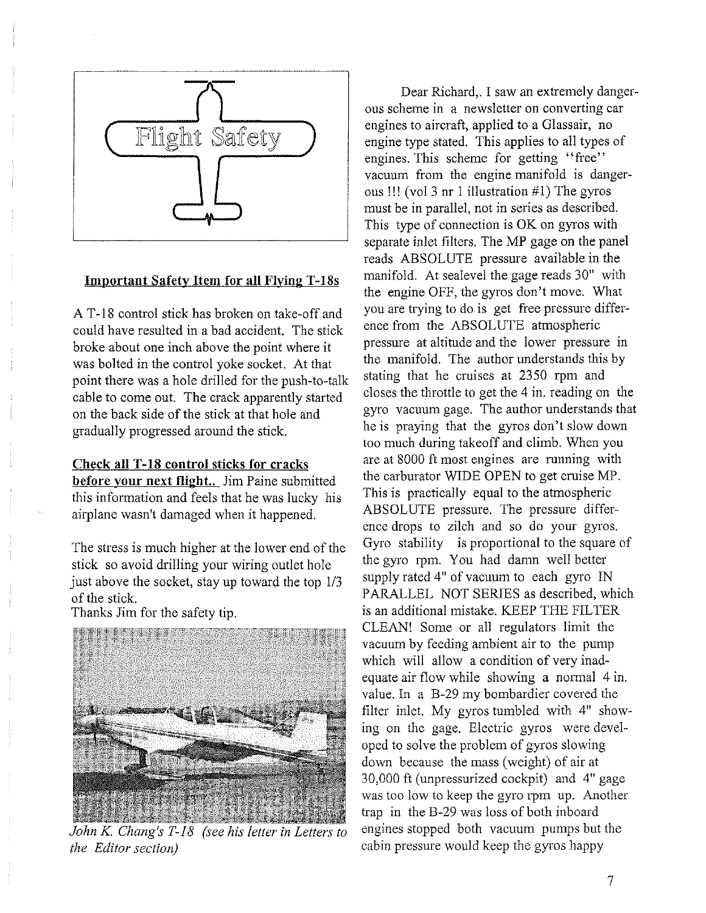Flight Safety

**Important Safety Item for all Flying T-18s**

A T-18 control stick has broken on take-off and could have resulted in a bad accident. The stick broke about one inch above the point where it was bolted in the control yoke socket. At that point there was a hole drilled for the push-to-talk cable to come out. The crack apparently started on the back side of the stick at that hole and gradually progressed around the stick.

**Check all T-18 control sticks for cracks before your next flight.** Jim Paine submitted this information and feels that he was lucky his airplane wasn't damaged when it happened.

The stress is much higher at the lower end of the stick so avoid drilling your wiring outlet hole just above the socket, stay up toward the top 1/3 of the stick.

Thanks Jim for the safety tip.

*John K. Chang's T-18 (see his letter in Letters to the Editor section)*

Dear Richard,. I saw an extremely dangerous scheme in a newsletter on converting car engines to aircraft, applied to a Glassair, no engine type stated. This applies to all types of engines. This scheme for getting "free" vacuum from the engine manifold is dangerous !!! (vol 3 nr 1 illustration #1) The gyros must be in parallel, not in series as described. This type of connection is OK on gyros with separate inlet filters. The MP gage on the panel reads ABSOLUTE pressure available in the manifold. At sealevel the gage reads 30" with the engine OFF, the gyros don't move. What you are trying to do is get free pressure difference from the ABSOLUTE atmospheric pressure at altitude and the lower pressure in the manifold. The author understands this by stating that he cruises at 2350 rpm and closes the throttle to get the 4 in. reading on the gyro vacuum gage. The author understands that he is praying that the gyros don't slow down too much during takeoff and climb. When you are at 8000 ft most engines are running with the carburator WIDE OPEN to get cruise MP. This is practically equal to the atmospheric ABSOLUTE pressure. The pressure difference drops to zilch and so do your gyros. Gyro stability is proportional to the square of the gyro rpm. You had damn well better supply rated 4" of vacuum to each gyro IN PARALLEL NOT SERIES as described, which is an additional mistake. KEEP THE FILTER CLEAN! Some or all regulators limit the vacuum by feeding ambient air to the pump which will allow a condition of very inadequate air flow while showing a normal 4 in. value. In a B-29 my bombardier covered the filter inlet. My gyros tumbled with 4" showing on the gage. Electric gyros were developed to solve the problem of gyros slowing down because the mass (weight) of air at 30,000 ft (unpressurized cockpit) and 4" gage was too low to keep the gyro rpm up. Another trap in the B-29 was loss of both inboard engines stopped both vacuum pumps but the cabin pressure would keep the gyros happy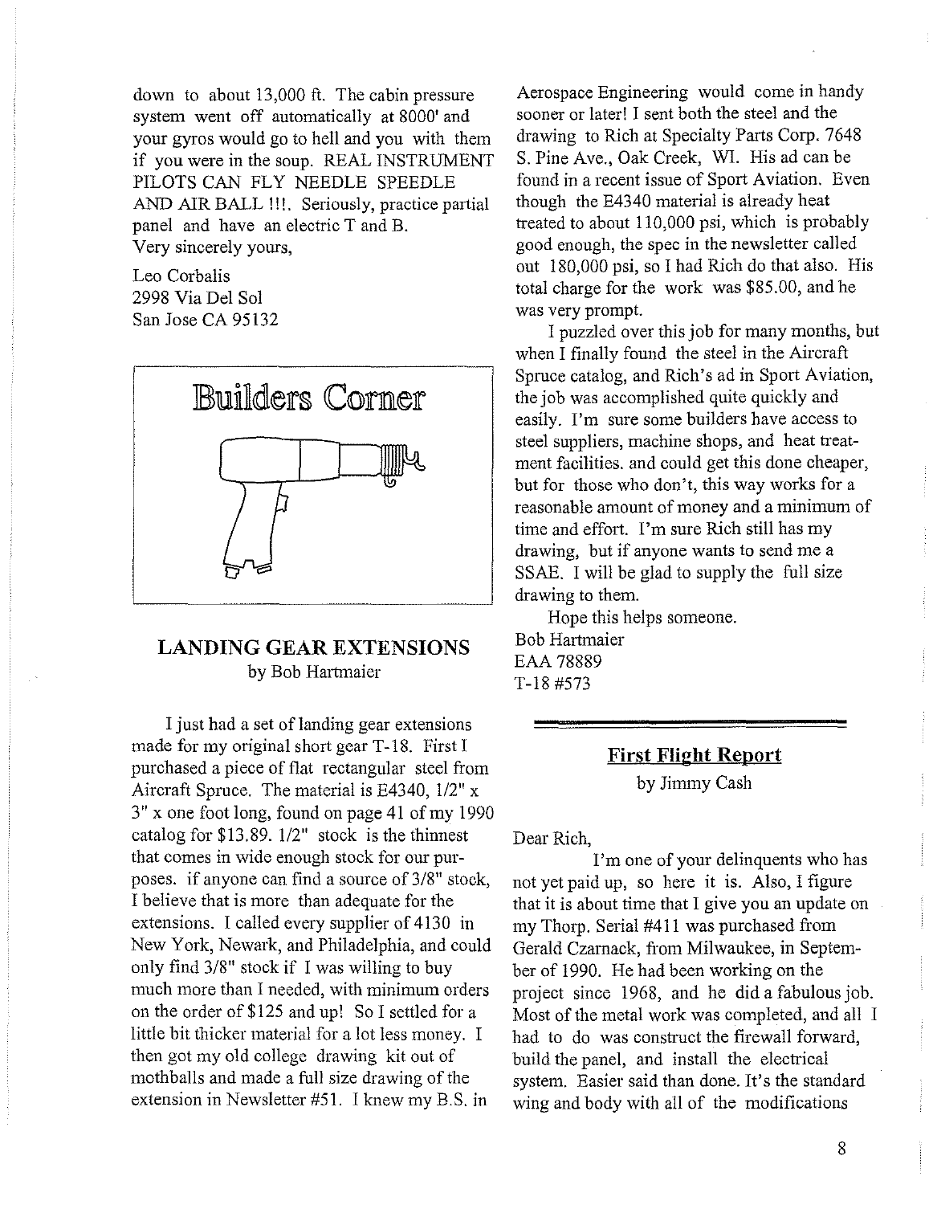down to about 13,000 ft. The cabin pressure system went off automatically at 8000' and your gyros would go to hell and you with them if you were in the soup. REAL INSTRUMENT PILOTS CAN FLY NEEDLE SPEEDLE AND AIR BALL !!!. Seriously, practice partial panel and have an electric T and B.
Very sincerely yours,

Leo Corbalis
2998 Via Del Sol
San Jose CA 95132

# Builders Corner

## LANDING GEAR EXTENSIONS

by Bob Hartmaier

I just had a set of landing gear extensions made for my original short gear T-18. First I purchased a piece of flat rectangular steel from Aircraft Spruce. The material is E4340, 1/2" x 3" x one foot long, found on page 41 of my 1990 catalog for $13.89. 1/2" stock is the thinnest that comes in wide enough stock for our purposes. if anyone can find a source of 3/8" stock, I believe that is more than adequate for the extensions. I called every supplier of 4130 in New York, Newark, and Philadelphia, and could only find 3/8" stock if I was willing to buy much more than I needed, with minimum orders on the order of $125 and up! So I settled for a little bit thicker material for a lot less money. I then got my old college drawing kit out of mothballs and made a full size drawing of the extension in Newsletter #51. I knew my B.S. in Aerospace Engineering would come in handy sooner or later! I sent both the steel and the drawing to Rich at Specialty Parts Corp. 7648 S. Pine Ave., Oak Creek, WI. His ad can be found in a recent issue of Sport Aviation. Even though the E4340 material is already heat treated to about 110,000 psi, which is probably good enough, the spec in the newsletter called out 180,000 psi, so I had Rich do that also. His total charge for the work was $85.00, and he was very prompt.

I puzzled over this job for many months, but when I finally found the steel in the Aircraft Spruce catalog, and Rich's ad in Sport Aviation, the job was accomplished quite quickly and easily. I'm sure some builders have access to steel suppliers, machine shops, and heat treatment facilities. and could get this done cheaper, but for those who don't, this way works for a reasonable amount of money and a minimum of time and effort. I'm sure Rich still has my drawing, but if anyone wants to send me a SSAE. I will be glad to supply the full size drawing to them.

Hope this helps someone.

Bob Hartmaier
EAA 78889
T-18 #573

## First Flight Report

by Jimmy Cash

Dear Rich,

I'm one of your delinquents who has not yet paid up, so here it is. Also, I figure that it is about time that I give you an update on my Thorp. Serial #411 was purchased from Gerald Czarnack, from Milwaukee, in September of 1990. He had been working on the project since 1968, and he did a fabulous job. Most of the metal work was completed, and all I had to do was construct the firewall forward, build the panel, and install the electrical system. Easier said than done. It's the standard wing and body with all of the modifications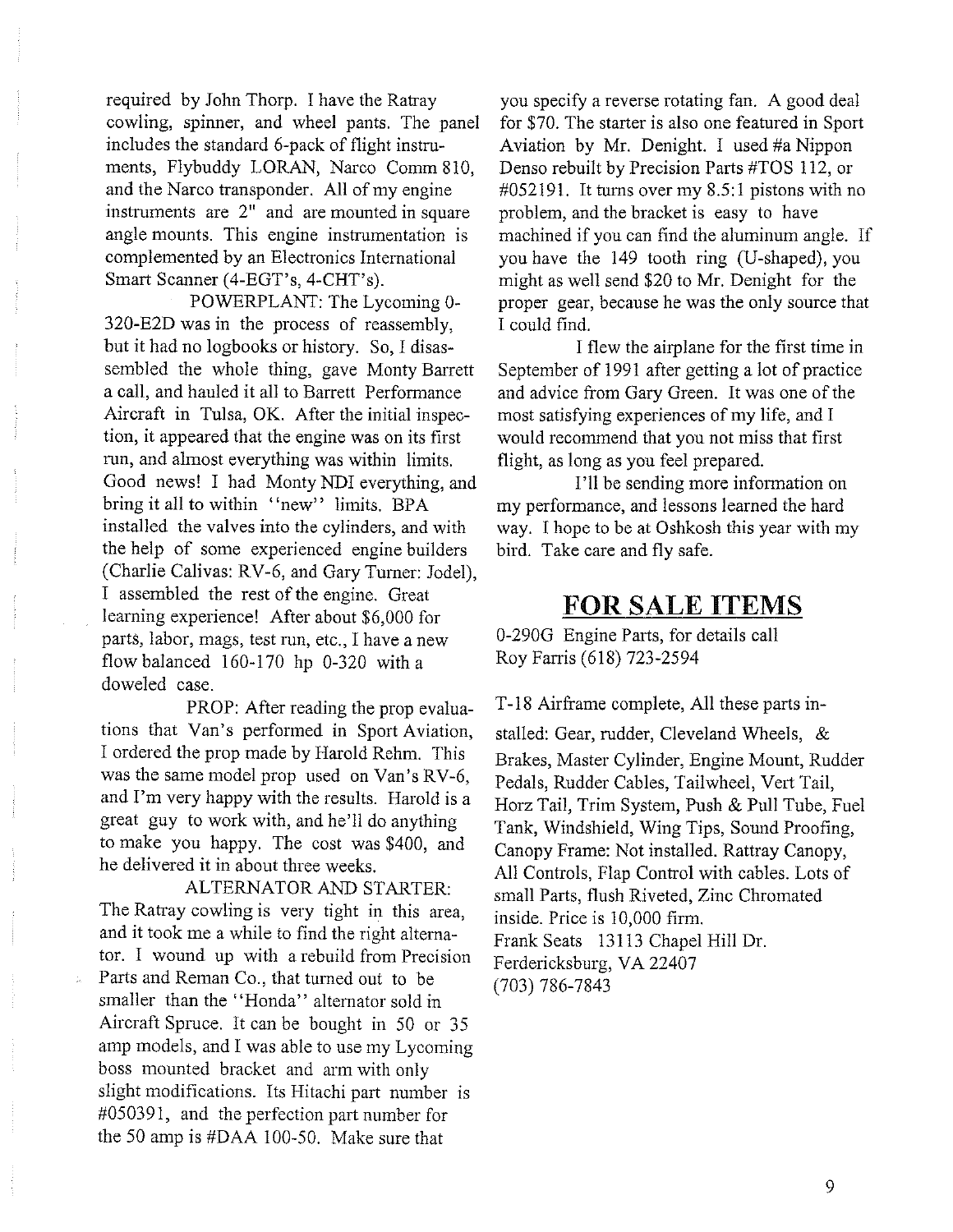required by John Thorp. I have the Ratray cowling, spinner, and wheel pants. The panel includes the standard 6-pack of flight instruments, Flybuddy LORAN, Narco Comm 810, and the Narco transponder. All of my engine instruments are 2" and are mounted in square angle mounts. This engine instrumentation is complemented by an Electronics International Smart Scanner (4-EGT's, 4-CHT's).

POWERPLANT: The Lycoming 0-320-E2D was in the process of reassembly, but it had no logbooks or history. So, I disassembled the whole thing, gave Monty Barrett a call, and hauled it all to Barrett Performance Aircraft in Tulsa, OK. After the initial inspection, it appeared that the engine was on its first run, and almost everything was within limits. Good news! I had Monty NDI everything, and bring it all to within ''new'' limits. BPA installed the valves into the cylinders, and with the help of some experienced engine builders (Charlie Calivas: RV-6, and Gary Turner: Jodel), I assembled the rest of the engine. Great learning experience! After about $6,000 for parts, labor, mags, test run, etc., I have a new flow balanced 160-170 hp 0-320 with a doweled case.

PROP: After reading the prop evaluations that Van's performed in Sport Aviation, I ordered the prop made by Harold Rehm. This was the same model prop used on Van's RV-6, and I'm very happy with the results. Harold is a great guy to work with, and he'll do anything to make you happy. The cost was $400, and he delivered it in about three weeks.

ALTERNATOR AND STARTER: The Ratray cowling is very tight in this area, and it took me a while to find the right alternator. I wound up with a rebuild from Precision Parts and Reman Co., that turned out to be smaller than the ''Honda'' alternator sold in Aircraft Spruce. It can be bought in 50 or 35 amp models, and I was able to use my Lycoming boss mounted bracket and arm with only slight modifications. Its Hitachi part number is #050391, and the perfection part number for the 50 amp is #DAA 100-50. Make sure that you specify a reverse rotating fan. A good deal for $70. The starter is also one featured in Sport Aviation by Mr. Denight. I used #a Nippon Denso rebuilt by Precision Parts #TOS 112, or #052191. It turns over my 8.5:1 pistons with no problem, and the bracket is easy to have machined if you can find the aluminum angle. If you have the 149 tooth ring (U-shaped), you might as well send $20 to Mr. Denight for the proper gear, because he was the only source that I could find.

I flew the airplane for the first time in September of 1991 after getting a lot of practice and advice from Gary Green. It was one of the most satisfying experiences of my life, and I would recommend that you not miss that first flight, as long as you feel prepared.

I'll be sending more information on my performance, and lessons learned the hard way. I hope to be at Oshkosh this year with my bird. Take care and fly safe.

## FOR SALE ITEMS

0-290G Engine Parts, for details call Roy Farris (618) 723-2594

T-18 Airframe complete, All these parts installed: Gear, rudder, Cleveland Wheels, & Brakes, Master Cylinder, Engine Mount, Rudder Pedals, Rudder Cables, Tailwheel, Vert Tail, Horz Tail, Trim System, Push & Pull Tube, Fuel Tank, Windshield, Wing Tips, Sound Proofing, Canopy Frame: Not installed. Rattray Canopy, All Controls, Flap Control with cables. Lots of small Parts, flush Riveted, Zinc Chromated inside. Price is 10,000 firm.
Frank Seats 13113 Chapel Hill Dr.
Ferdericksburg, VA 22407
(703) 786-7843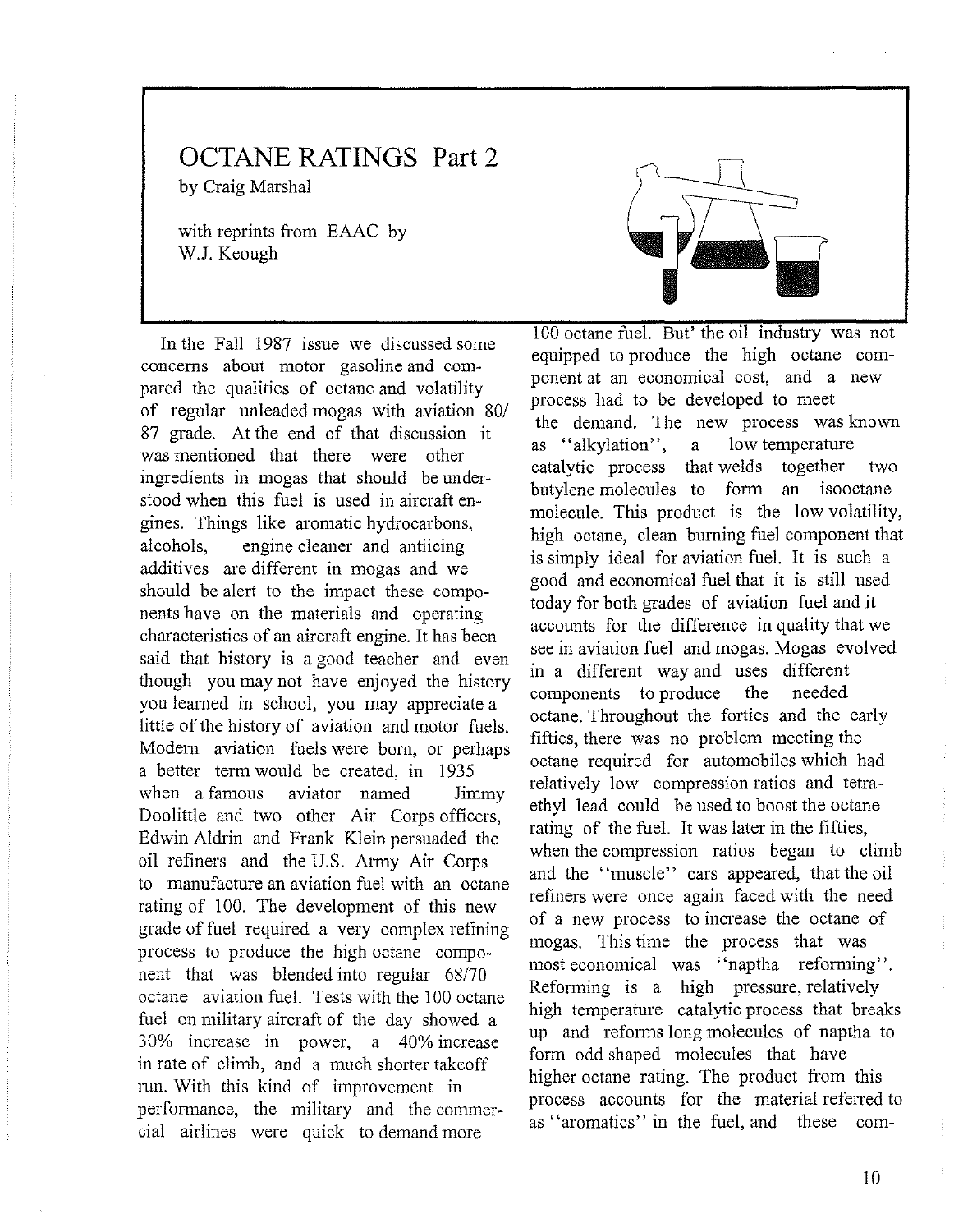# OCTANE RATINGS Part 2

by Craig Marshal

with reprints from EAAC by W.J. Keough

In the Fall 1987 issue we discussed some concerns about motor gasoline and compared the qualities of octane and volatility of regular unleaded mogas with aviation 80/87 grade. At the end of that discussion it was mentioned that there were other ingredients in mogas that should be understood when this fuel is used in aircraft engines. Things like aromatic hydrocarbons, alcohols, engine cleaner and antiicing additives are different in mogas and we should be alert to the impact these components have on the materials and operating characteristics of an aircraft engine. It has been said that history is a good teacher and even though you may not have enjoyed the history you learned in school, you may appreciate a little of the history of aviation and motor fuels. Modern aviation fuels were born, or perhaps a better term would be created, in 1935 when a famous aviator named Jimmy Doolittle and two other Air Corps officers, Edwin Aldrin and Frank Klein persuaded the oil refiners and the U.S. Army Air Corps to manufacture an aviation fuel with an octane rating of 100. The development of this new grade of fuel required a very complex refining process to produce the high octane component that was blended into regular 68/70 octane aviation fuel. Tests with the 100 octane fuel on military aircraft of the day showed a 30% increase in power, a 40% increase in rate of climb, and a much shorter takeoff run. With this kind of improvement in performance, the military and the commercial airlines were quick to demand more 100 octane fuel. But' the oil industry was not equipped to produce the high octane component at an economical cost, and a new process had to be developed to meet the demand. The new process was known as "alkylation", a low temperature catalytic process that welds together two butylene molecules to form an isooctane molecule. This product is the low volatility, high octane, clean burning fuel component that is simply ideal for aviation fuel. It is such a good and economical fuel that it is still used today for both grades of aviation fuel and it accounts for the difference in quality that we see in aviation fuel and mogas. Mogas evolved in a different way and uses different components to produce the needed octane. Throughout the forties and the early fifties, there was no problem meeting the octane required for automobiles which had relatively low compression ratios and tetraethyl lead could be used to boost the octane rating of the fuel. It was later in the fifties, when the compression ratios began to climb and the "muscle" cars appeared, that the oil refiners were once again faced with the need of a new process to increase the octane of mogas. This time the process that was most economical was "naptha reforming". Reforming is a high pressure, relatively high temperature catalytic process that breaks up and reforms long molecules of naptha to form odd shaped molecules that have higher octane rating. The product from this process accounts for the material referred to as "aromatics" in the fuel, and these com-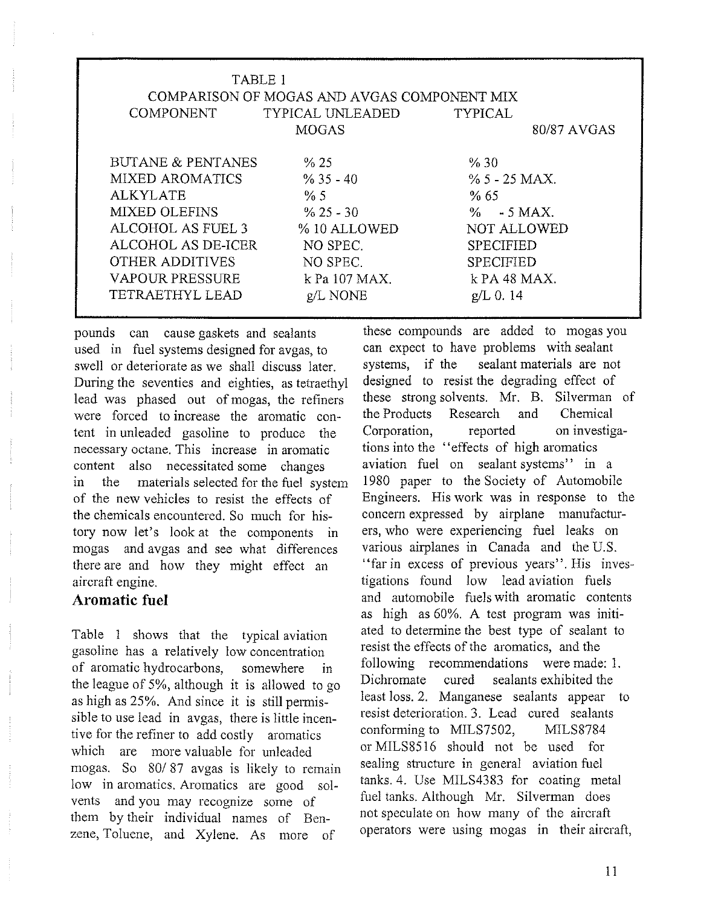TABLE 1
COMPARISON OF MOGAS AND AVGAS COMPONENT MIX

| COMPONENT | TYPICAL UNLEADED MOGAS | TYPICAL 80/87 AVGAS |
|---|---|---|
| BUTANE & PENTANES | % 25 | % 30 |
| MIXED AROMATICS | % 35 - 40 | % 5 - 25 MAX. |
| ALKYLATE | % 5 | % 65 |
| MIXED OLEFINS | % 25 - 30 | % - 5 MAX. |
| ALCOHOL AS FUEL 3 | % 10 ALLOWED | NOT ALLOWED |
| ALCOHOL AS DE-ICER | NO SPEC. | SPECIFIED |
| OTHER ADDITIVES | NO SPEC. | SPECIFIED |
| VAPOUR PRESSURE | k Pa 107 MAX. | k PA 48 MAX. |
| TETRAETHYL LEAD | g/L NONE | g/L 0. 14 |

pounds can cause gaskets and sealants used in fuel systems designed for avgas, to swell or deteriorate as we shall discuss later. During the seventies and eighties, as tetraethyl lead was phased out of mogas, the refiners were forced to increase the aromatic content in unleaded gasoline to produce the necessary octane. This increase in aromatic content also necessitated some changes in the materials selected for the fuel system of the new vehicles to resist the effects of the chemicals encountered. So much for history now let's look at the components in mogas and avgas and see what differences there are and how they might effect an aircraft engine.

## Aromatic fuel

Table 1 shows that the typical aviation gasoline has a relatively low concentration of aromatic hydrocarbons, somewhere in the league of 5%, although it is allowed to go as high as 25%. And since it is still permissible to use lead in avgas, there is little incentive for the refiner to add costly aromatics which are more valuable for unleaded mogas. So 80/ 87 avgas is likely to remain low in aromatics. Aromatics are good solvents and you may recognize some of them by their individual names of Benzene, Toluene, and Xylene. As more of these compounds are added to mogas you can expect to have problems with sealant systems, if the sealant materials are not designed to resist the degrading effect of these strong solvents. Mr. B. Silverman of the Products Research and Chemical Corporation, reported on investigations into the "effects of high aromatics aviation fuel on sealant systems" in a 1980 paper to the Society of Automobile Engineers. His work was in response to the concern expressed by airplane manufacturers, who were experiencing fuel leaks on various airplanes in Canada and the U.S. "far in excess of previous years". His investigations found low lead aviation fuels and automobile fuels with aromatic contents as high as 60%. A test program was initiated to determine the best type of sealant to resist the effects of the aromatics, and the following recommendations were made: 1. Dichromate cured sealants exhibited the least loss. 2. Manganese sealants appear to resist deterioration. 3. Lead cured sealants conforming to MILS7502, MILS8784 or MILS8516 should not be used for sealing structure in general aviation fuel tanks. 4. Use MILS4383 for coating metal fuel tanks. Although Mr. Silverman does not speculate on how many of the aircraft operators were using mogas in their aircraft,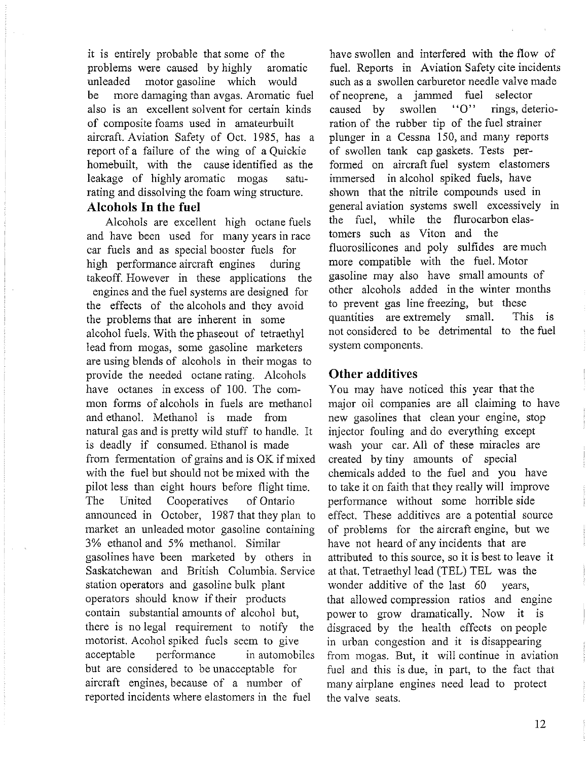it is entirely probable that some of the problems were caused by highly aromatic unleaded motor gasoline which would be more damaging than avgas. Aromatic fuel also is an excellent solvent for certain kinds of composite foams used in amateurbuilt aircraft. Aviation Safety of Oct. 1985, has a report of a failure of the wing of a Quickie homebuilt, with the cause identified as the leakage of highly aromatic mogas saturating and dissolving the foam wing structure.

### Alcohols In the fuel

Alcohols are excellent high octane fuels and have been used for many years in race car fuels and as special booster fuels for high performance aircraft engines during takeoff. However in these applications the engines and the fuel systems are designed for the effects of the alcohols and they avoid the problems that are inherent in some alcohol fuels. With the phaseout of tetraethyl lead from mogas, some gasoline marketers are using blends of alcohols in their mogas to provide the needed octane rating. Alcohols have octanes in excess of 100. The common forms of alcohols in fuels are methanol and ethanol. Methanol is made from natural gas and is pretty wild stuff to handle. It is deadly if consumed. Ethanol is made from fermentation of grains and is OK if mixed with the fuel but should not be mixed with the pilot less than eight hours before flight time. The United Cooperatives of Ontario announced in October, 1987 that they plan to market an unleaded motor gasoline containing 3% ethanol and 5% methanol. Similar gasolines have been marketed by others in Saskatchewan and British Columbia. Service station operators and gasoline bulk plant operators should know if their products contain substantial amounts of alcohol but, there is no legal requirement to notify the motorist. Acohol spiked fuels seem to give acceptable performance in automobiles but are considered to be unacceptable for aircraft engines, because of a number of reported incidents where elastomers in the fuel have swollen and interfered with the flow of fuel. Reports in Aviation Safety cite incidents such as a swollen carburetor needle valve made of neoprene, a jammed fuel selector caused by swollen "O" rings, deterioration of the rubber tip of the fuel strainer plunger in a Cessna 150, and many reports of swollen tank cap gaskets. Tests performed on aircraft fuel system elastomers immersed in alcohol spiked fuels, have shown that the nitrile compounds used in general aviation systems swell excessively in the fuel, while the flurocarbon elastomers such as Viton and the fluorosilicones and poly sulfides are much more compatible with the fuel. Motor gasoline may also have small amounts of other alcohols added in the winter months to prevent gas line freezing, but these quantities are extremely small. This is not considered to be detrimental to the fuel system components.

### Other additives

You may have noticed this year that the major oil companies are all claiming to have new gasolines that clean your engine, stop injector fouling and do everything except wash your car. All of these miracles are created by tiny amounts of special chemicals added to the fuel and you have to take it on faith that they really will improve performance without some horrible side effect. These additives are a potential source of problems for the aircraft engine, but we have not heard of any incidents that are attributed to this source, so it is best to leave it at that. Tetraethyl lead (TEL) TEL was the wonder additive of the last 60 years, that allowed compression ratios and engine power to grow dramatically. Now it is disgraced by the health effects on people in urban congestion and it is disappearing from mogas. But, it will continue in aviation fuel and this is due, in part, to the fact that many airplane engines need lead to protect the valve seats.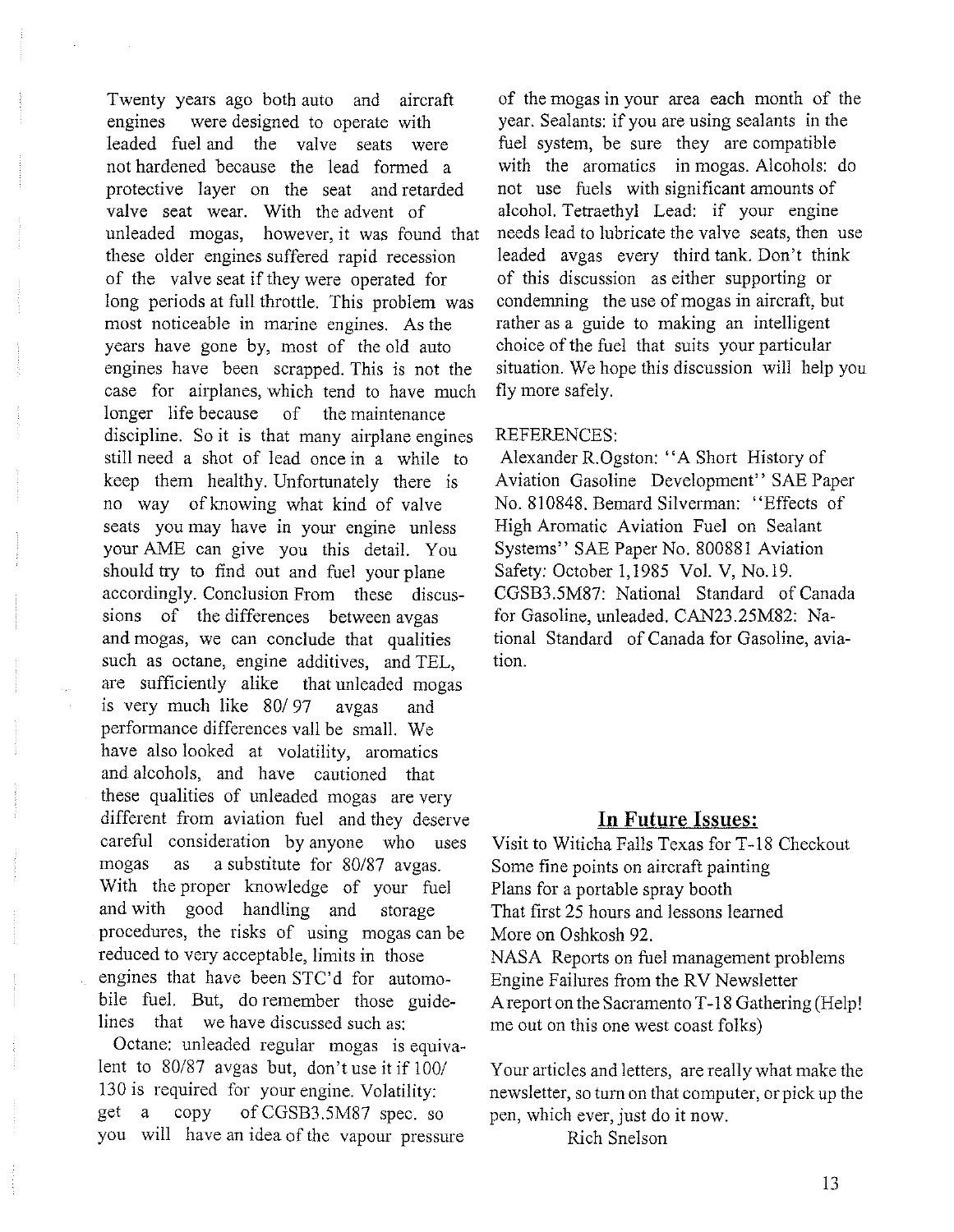Twenty years ago both auto and aircraft engines were designed to operate with leaded fuel and the valve seats were not hardened because the lead formed a protective layer on the seat and retarded valve seat wear. With the advent of unleaded mogas, however, it was found that these older engines suffered rapid recession of the valve seat if they were operated for long periods at full throttle. This problem was most noticeable in marine engines. As the years have gone by, most of the old auto engines have been scrapped. This is not the case for airplanes, which tend to have much longer life because of the maintenance discipline. So it is that many airplane engines still need a shot of lead once in a while to keep them healthy. Unfortunately there is no way of knowing what kind of valve seats you may have in your engine unless your AME can give you this detail. You should try to find out and fuel your plane accordingly. Conclusion From these discussions of the differences between avgas and mogas, we can conclude that qualities such as octane, engine additives, and TEL, are sufficiently alike that unleaded mogas is very much like 80/ 97 avgas and performance differences vall be small. We have also looked at volatility, aromatics and alcohols, and have cautioned that these qualities of unleaded mogas are very different from aviation fuel and they deserve careful consideration by anyone who uses mogas as a substitute for 80/87 avgas. With the proper knowledge of your fuel and with good handling and storage procedures, the risks of using mogas can be reduced to very acceptable, limits in those engines that have been STC'd for automobile fuel. But, do remember those guidelines that we have discussed such as:

Octane: unleaded regular mogas is equivalent to 80/87 avgas but, don't use it if 100/ 130 is required for your engine. Volatility: get a copy of CGSB3.5M87 spec. so you will have an idea of the vapour pressure of the mogas in your area each month of the year. Sealants: if you are using sealants in the fuel system, be sure they are compatible with the aromatics in mogas. Alcohols: do not use fuels with significant amounts of alcohol. Tetraethyl Lead: if your engine needs lead to lubricate the valve seats, then use leaded avgas every third tank. Don't think of this discussion as either supporting or condemning the use of mogas in aircraft, but rather as a guide to making an intelligent choice of the fuel that suits your particular situation. We hope this discussion will help you fly more safely.

REFERENCES:

Alexander R.Ogston: "A Short History of Aviation Gasoline Development" SAE Paper No. 810848. Bemard Silverman: "Effects of High Aromatic Aviation Fuel on Sealant Systems" SAE Paper No. 800881 Aviation Safety: October 1,1985 Vol. V, No.19. CGSB3.5M87: National Standard of Canada for Gasoline, unleaded. CAN23.25M82: National Standard of Canada for Gasoline, aviation.

## In Future Issues:

Visit to Witicha Falls Texas for T-18 Checkout
Some fine points on aircraft painting
Plans for a portable spray booth
That first 25 hours and lessons learned
More on Oshkosh 92.
NASA Reports on fuel management problems
Engine Failures from the RV Newsletter
A report on the Sacramento T-18 Gathering (Help! me out on this one west coast folks)

Your articles and letters, are really what make the newsletter, so turn on that computer, or pick up the pen, which ever, just do it now.

Rich Snelson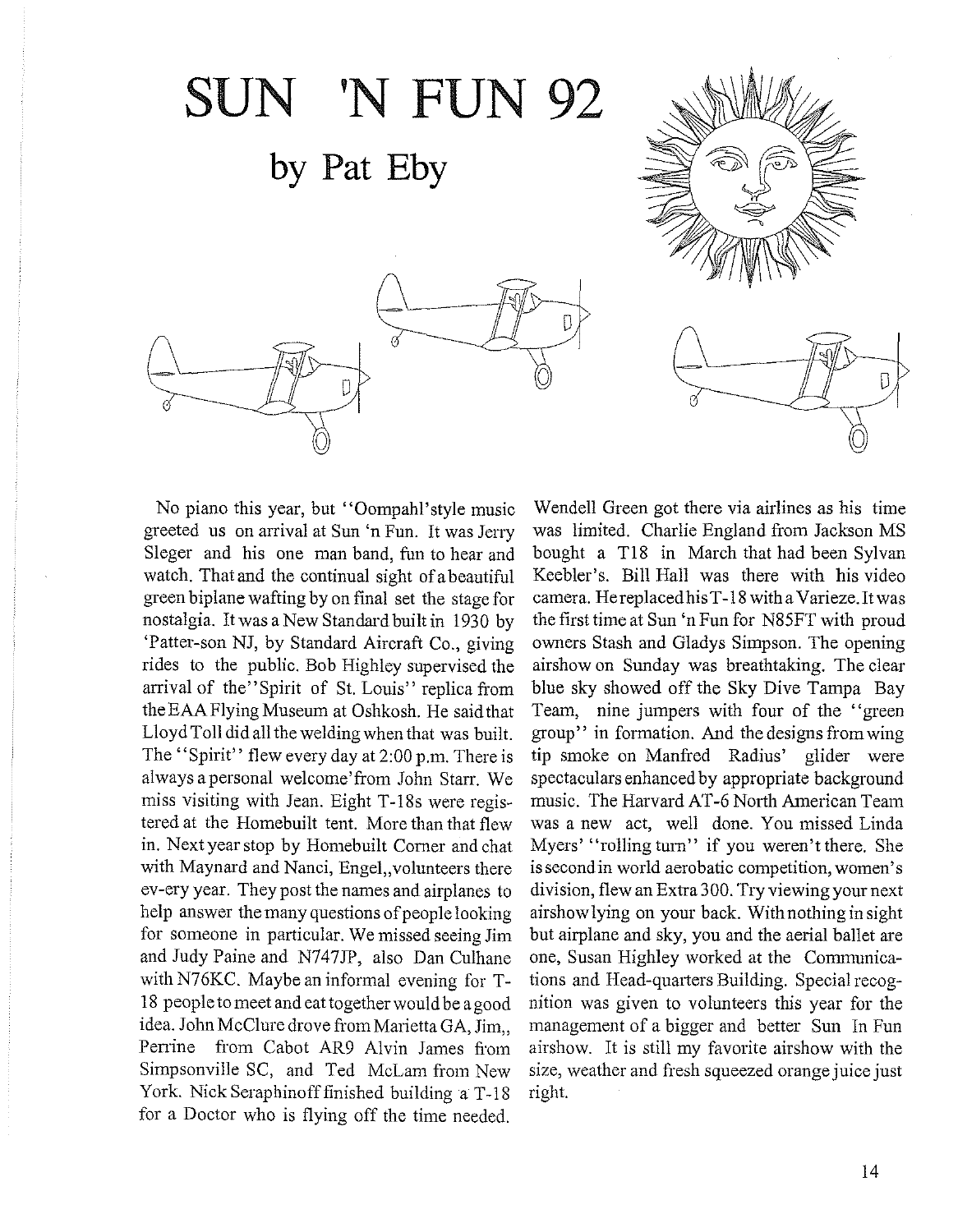# SUN 'N FUN 92

## by Pat Eby

No piano this year, but ''Oompahl'style music greeted us on arrival at Sun 'n Fun. It was Jerry Sleger and his one man band, fun to hear and watch. That and the continual sight of a beautiful green biplane wafting by on final set the stage for nostalgia. It was a New Standard built in 1930 by 'Patter-son NJ, by Standard Aircraft Co., giving rides to the public. Bob Highley supervised the arrival of the''Spirit of St. Louis'' replica from the EAA Flying Museum at Oshkosh. He said that Lloyd Toll did all the welding when that was built. The ''Spirit'' flew every day at 2:00 p.m. There is always a personal welcome'from John Starr. We miss visiting with Jean. Eight T-18s were registered at the Homebuilt tent. More than that flew in. Next year stop by Homebuilt Corner and chat with Maynard and Nanci, Engel,,volunteers there ev-ery year. They post the names and airplanes to help answer the many questions of people looking for someone in particular. We missed seeing Jim and Judy Paine and N747JP, also Dan Culhane with N76KC. Maybe an informal evening for T-18 people to meet and eat together would be a good idea. John McClure drove from Marietta GA, Jim,, Perrine from Cabot AR9 Alvin James from Simpsonville SC, and Ted McLam from New York. Nick Seraphinoff finished building a T-18 for a Doctor who is flying off the time needed. Wendell Green got there via airlines as his time was limited. Charlie England from Jackson MS bought a T18 in March that had been Sylvan Keebler's. Bill Hall was there with his video camera. He replaced his T-18 with a Varieze. It was the first time at Sun 'n Fun for N85FT with proud owners Stash and Gladys Simpson. The opening airshow on Sunday was breathtaking. The clear blue sky showed off the Sky Dive Tampa Bay Team, nine jumpers with four of the ''green group'' in formation. And the designs from wing tip smoke on Manfred Radius' glider were spectaculars enhanced by appropriate background music. The Harvard AT-6 North American Team was a new act, well done. You missed Linda Myers' ''rolling turn'' if you weren't there. She is second in world aerobatic competition, women's division, flew an Extra 300. Try viewing your next airshow lying on your back. With nothing in sight but airplane and sky, you and the aerial ballet are one, Susan Highley worked at the Communica-tions and Head-quarters Building. Special recog-nition was given to volunteers this year for the management of a bigger and better Sun In Fun airshow. It is still my favorite airshow with the size, weather and fresh squeezed orange juice just right.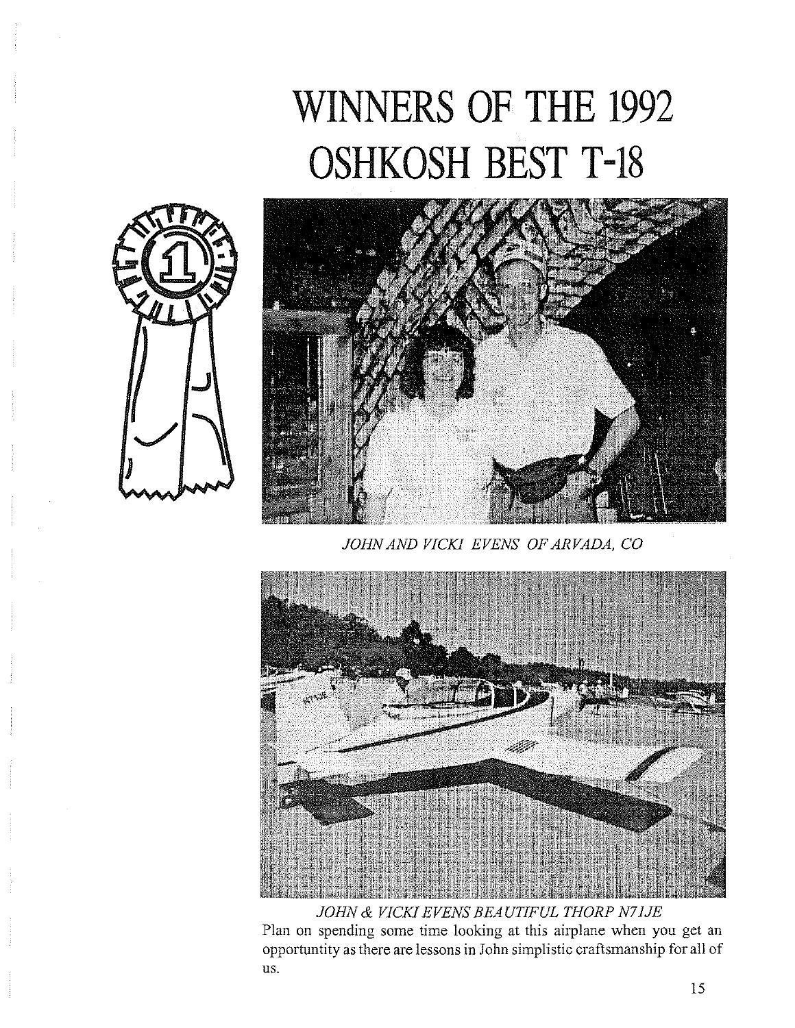# WINNERS OF THE 1992 OSHKOSH BEST T-18

*JOHN AND VICKI EVENS OF ARVADA, CO*

*JOHN & VICKI EVENS BEAUTIFUL THORP N71JE*

Plan on spending some time looking at this airplane when you get an opportuntity as there are lessons in John simplistic craftsmanship for all of us.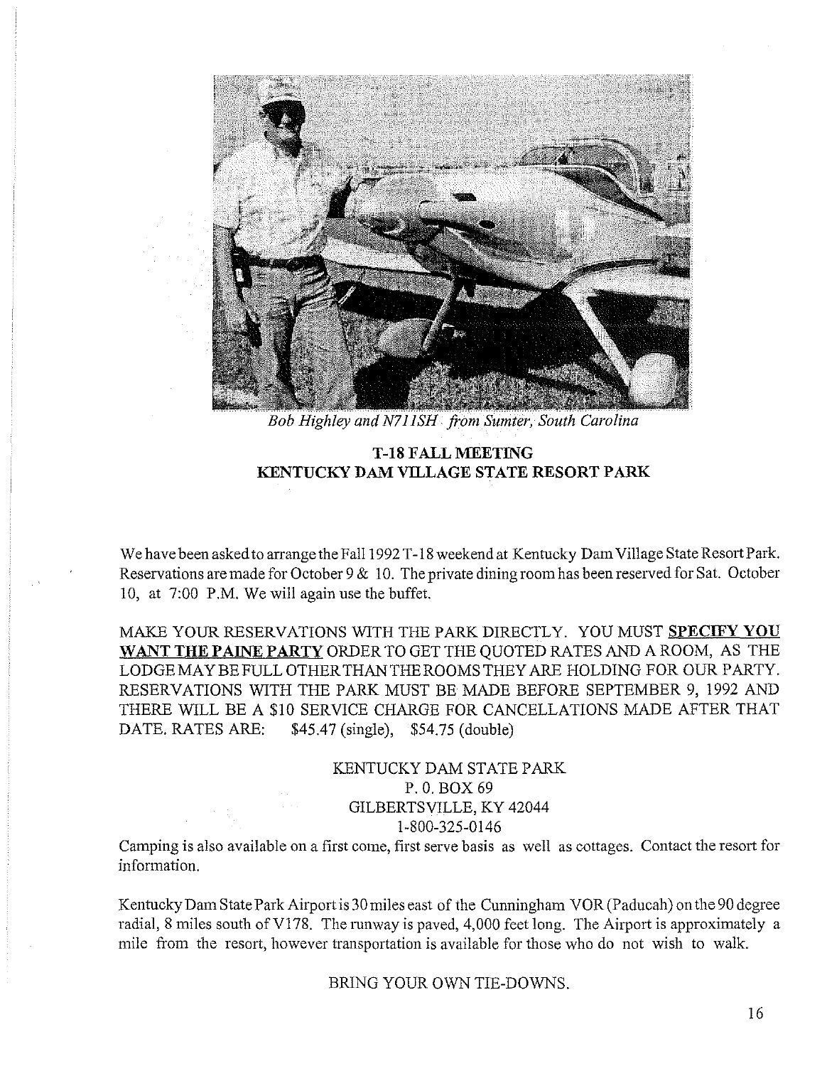*Bob Highley and N711SH from Sumter, South Carolina*

## T-18 FALL MEETING
## KENTUCKY DAM VILLAGE STATE RESORT PARK

We have been asked to arrange the Fall 1992 T-18 weekend at Kentucky Dam Village State Resort Park. Reservations are made for October 9 & 10. The private dining room has been reserved for Sat. October 10, at 7:00 P.M. We will again use the buffet.

MAKE YOUR RESERVATIONS WITH THE PARK DIRECTLY. YOU MUST **SPECIFY YOU WANT THE PAINE PARTY** ORDER TO GET THE QUOTED RATES AND A ROOM, AS THE LODGE MAY BE FULL OTHER THAN THE ROOMS THEY ARE HOLDING FOR OUR PARTY. RESERVATIONS WITH THE PARK MUST BE MADE BEFORE SEPTEMBER 9, 1992 AND THERE WILL BE A $10 SERVICE CHARGE FOR CANCELLATIONS MADE AFTER THAT DATE. RATES ARE: $45.47 (single), $54.75 (double)

KENTUCKY DAM STATE PARK
P. O. BOX 69
GILBERTSVILLE, KY 42044
1-800-325-0146

Camping is also available on a first come, first serve basis as well as cottages. Contact the resort for information.

Kentucky Dam State Park Airport is 30 miles east of the Cunningham VOR (Paducah) on the 90 degree radial, 8 miles south of V178. The runway is paved, 4,000 feet long. The Airport is approximately a mile from the resort, however transportation is available for those who do not wish to walk.

BRING YOUR OWN TIE-DOWNS.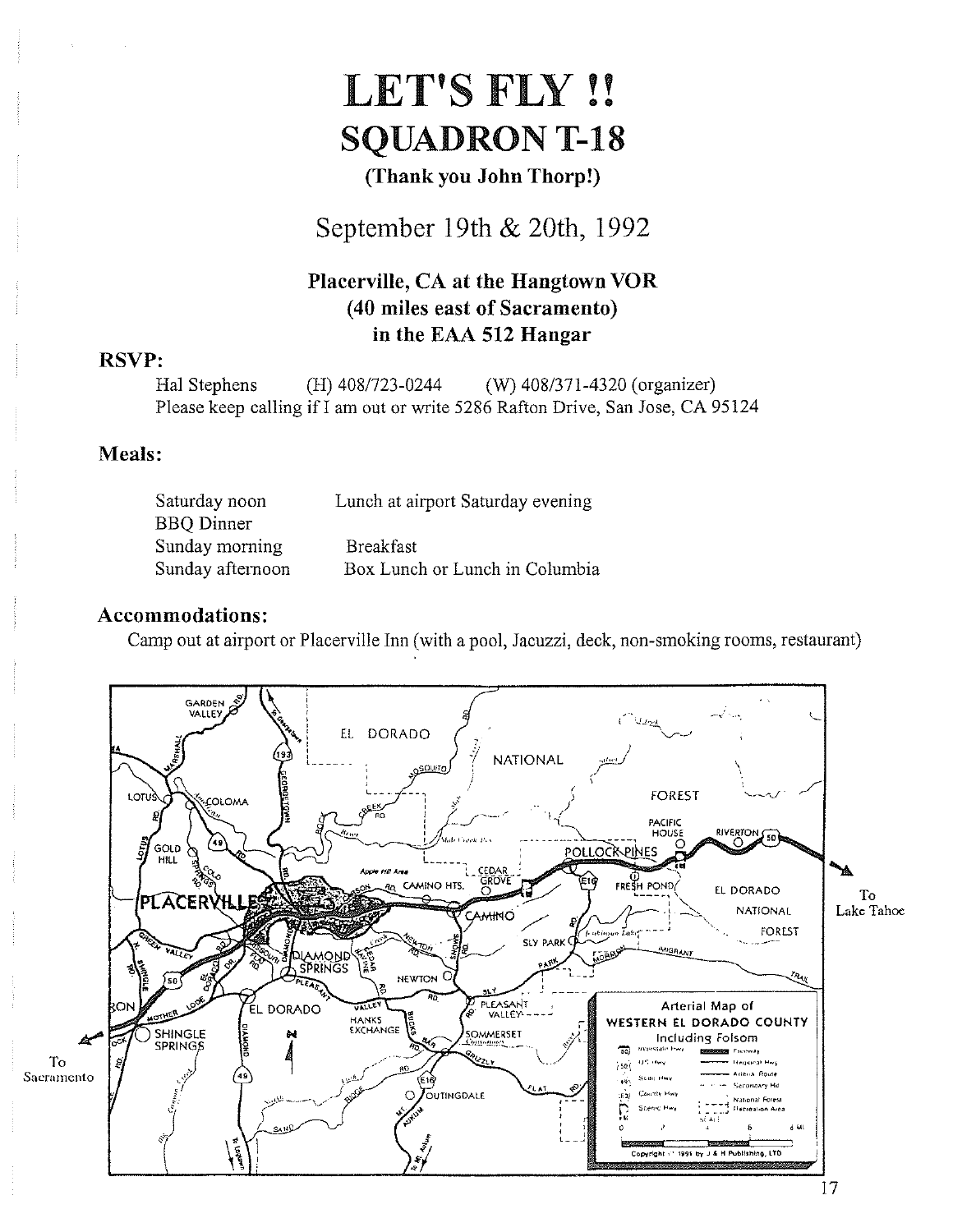# LET'S FLY !!

## SQUADRON T-18

**(Thank you John Thorp!)**

September 19th & 20th, 1992

**Placerville, CA at the Hangtown VOR**
**(40 miles east of Sacramento)**
**in the EAA 512 Hangar**

### RSVP:

Hal Stephens (H) 408/723-0244 (W) 408/371-4320 (organizer)
Please keep calling if I am out or write 5286 Rafton Drive, San Jose, CA 95124

### Meals:

| | |
|---|---|
| Saturday noon | Lunch at airport Saturday evening |
| BBQ Dinner | |
| Sunday morning | Breakfast |
| Sunday afternoon | Box Lunch or Lunch in Columbia |

### Accommodations:

Camp out at airport or Placerville Inn (with a pool, Jacuzzi, deck, non-smoking rooms, restaurant)

Arterial Map of WESTERN EL DORADO COUNTY Including Folsom

To Sacramento

To Lake Tahoe